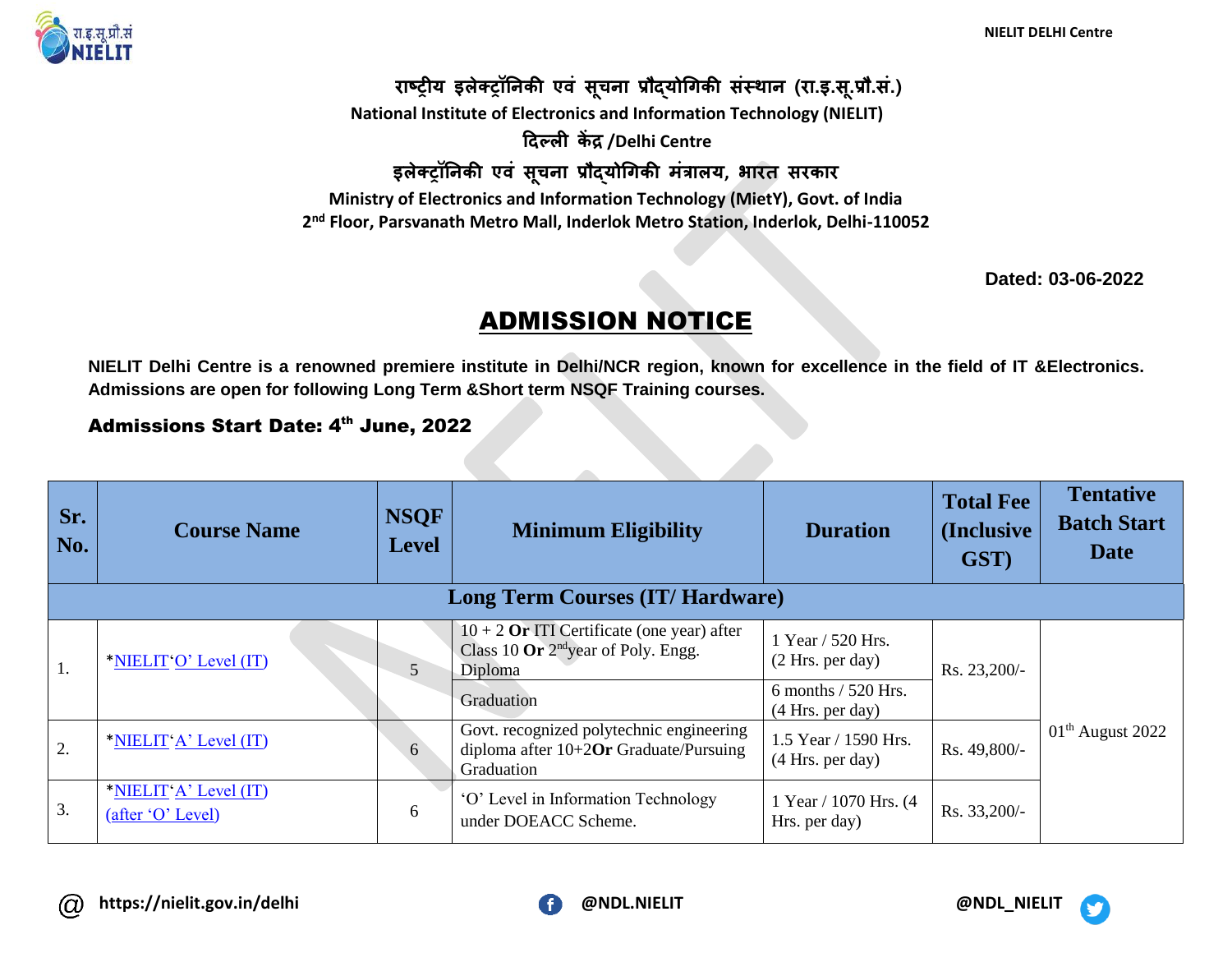राष्ट्रीय इलेक्ट्रॉनिकी एवं सूचना प्रौद्योगिकी संस्थान (रा.इ.सू.प्रौ.सं.)

National Institute of Electronics and Information Technology (NIELIT)

दिल्ली केंद्र /Delhi Centre

इलेक्ट्रॉनिकी एवं सूचना प्रौद्योगिकी मंत्रालय, भारत सरकार

Ministry of Electronics and Information Technology (MietY), Govt. of India

2nd Floor, Parsvanath Metro Mall, Inderlok Metro Station, Inderlok, Delhi-110052

**Dated: 03-06-2022**

# ADMISSION NOTICE

**NIELIT Delhi Centre is a renowned premiere institute in Delhi/NCR region, known for excellence in the field of IT &Electronics. Admissions are open for following Long Term &Short term NSQF Training courses.**

**Admissions Start Date: 4th June, 2022**

| Sr. No. | Course Name | NSQF Level | Minimum Eligibility | Duration | Total Fee (Inclusive GST) | Tentative Batch Start Date |
|---|---|---|---|---|---|---|
| **Long Term Courses (IT/ Hardware)** | | | | | | |
| 1. | *NIELIT'O' Level (IT) | 5 | 10 + 2 **Or** ITI Certificate (one year) after Class 10 **Or** 2nd year of Poly. Engg. Diploma | 1 Year / 520 Hrs. (2 Hrs. per day) | Rs. 23,200/- | 01th August 2022 |
| | | | Graduation | 6 months / 520 Hrs. (4 Hrs. per day) | | |
| 2. | *NIELIT'A' Level (IT) | 6 | Govt. recognized polytechnic engineering diploma after 10+2**Or** Graduate/Pursuing Graduation | 1.5 Year / 1590 Hrs. (4 Hrs. per day) | Rs. 49,800/- | |
| 3. | *NIELIT'A' Level (IT) (after 'O' Level) | 6 | 'O' Level in Information Technology under DOEACC Scheme. | 1 Year / 1070 Hrs. (4 Hrs. per day) | Rs. 33,200/- | |

@ https://nielit.gov.in/delhi    @NDL.NIELIT    @NDL_NIELIT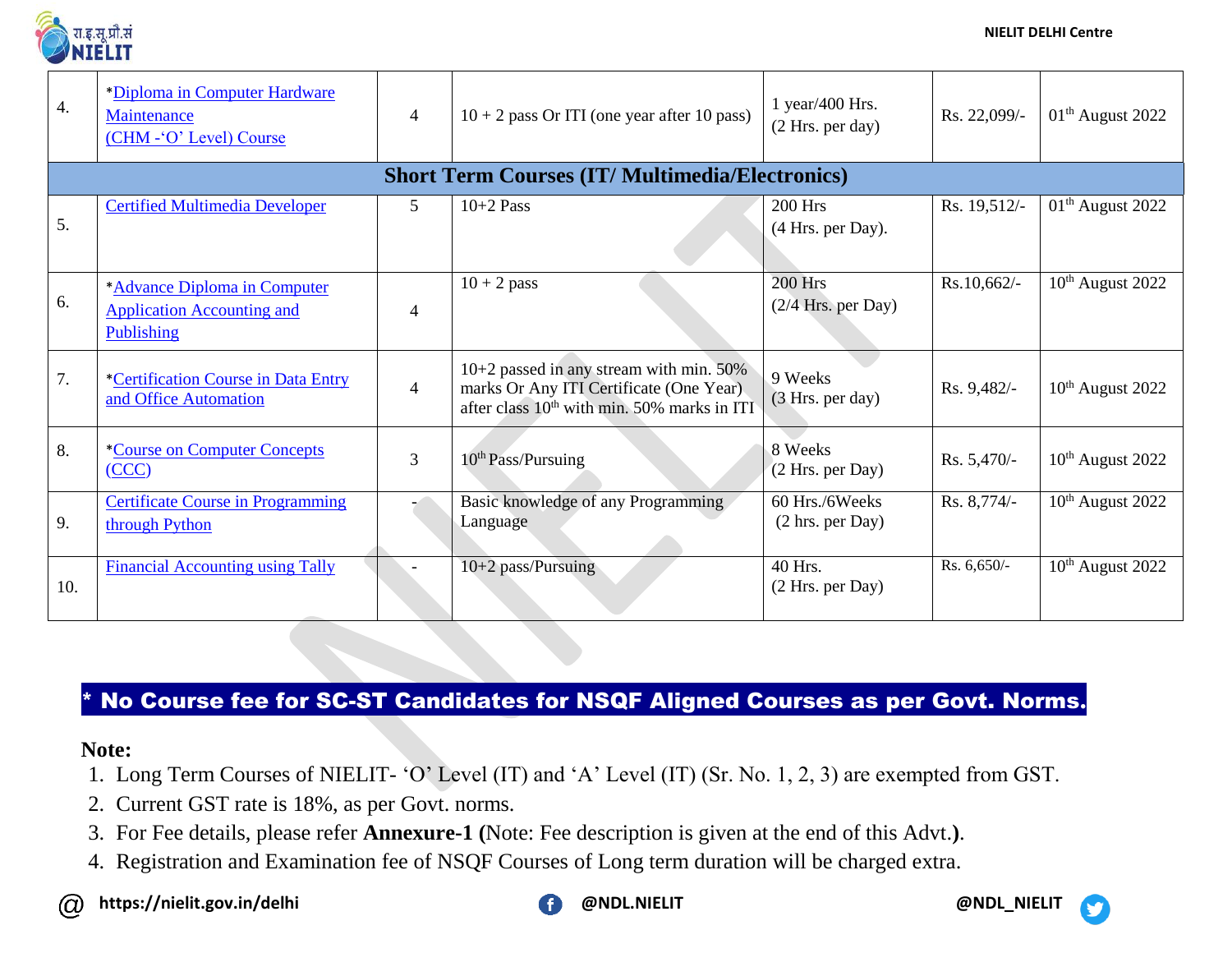| | | | | | | |
|---|---|---|---|---|---|---|
| 4. | *Diploma in Computer Hardware Maintenance (CHM -'O' Level) Course | 4 | 10 + 2 pass Or ITI (one year after 10 pass) | 1 year/400 Hrs. (2 Hrs. per day) | Rs. 22,099/- | 01th August 2022 |
| **Short Term Courses (IT/ Multimedia/Electronics)** | | | | | | |
| 5. | Certified Multimedia Developer | 5 | 10+2 Pass | 200 Hrs (4 Hrs. per Day). | Rs. 19,512/- | 01th August 2022 |
| 6. | *Advance Diploma in Computer Application Accounting and Publishing | 4 | 10 + 2 pass | 200 Hrs (2/4 Hrs. per Day) | Rs.10,662/- | 10th August 2022 |
| 7. | *Certification Course in Data Entry and Office Automation | 4 | 10+2 passed in any stream with min. 50% marks Or Any ITI Certificate (One Year) after class 10th with min. 50% marks in ITI | 9 Weeks (3 Hrs. per day) | Rs. 9,482/- | 10th August 2022 |
| 8. | *Course on Computer Concepts (CCC) | 3 | 10th Pass/Pursuing | 8 Weeks (2 Hrs. per Day) | Rs. 5,470/- | 10th August 2022 |
| 9. | Certificate Course in Programming through Python | - | Basic knowledge of any Programming Language | 60 Hrs./6Weeks (2 hrs. per Day) | Rs. 8,774/- | 10th August 2022 |
| 10. | Financial Accounting using Tally | - | 10+2 pass/Pursuing | 40 Hrs. (2 Hrs. per Day) | Rs. 6,650/- | 10th August 2022 |

**\* No Course fee for SC-ST Candidates for NSQF Aligned Courses as per Govt. Norms.**

**Note:**

1. Long Term Courses of NIELIT- 'O' Level (IT) and 'A' Level (IT) (Sr. No. 1, 2, 3) are exempted from GST.
2. Current GST rate is 18%, as per Govt. norms.
3. For Fee details, please refer **Annexure-1 (**Note: Fee description is given at the end of this Advt.**)**.
4. Registration and Examination fee of NSQF Courses of Long term duration will be charged extra.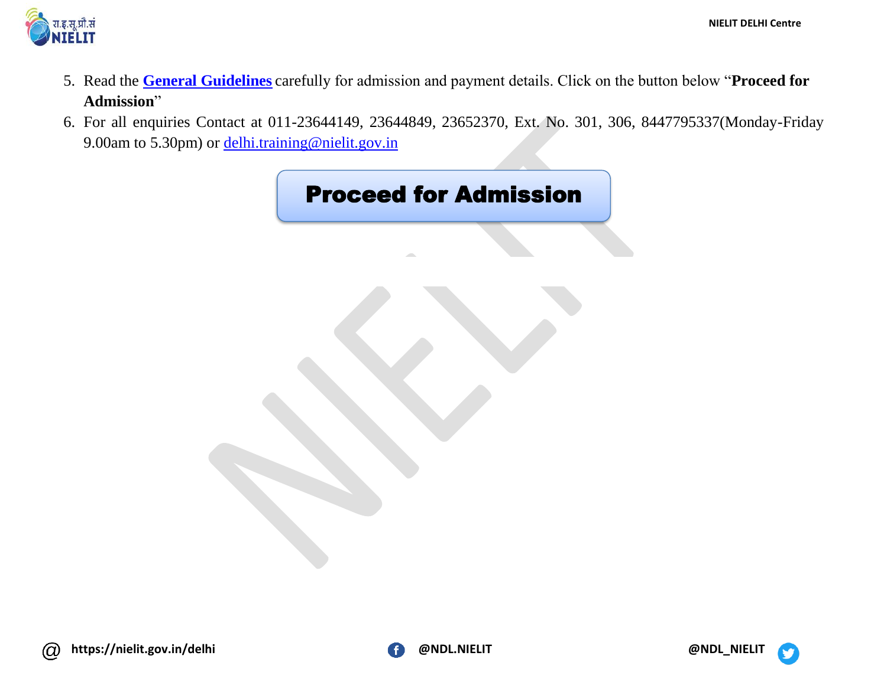5. Read the **General Guidelines** carefully for admission and payment details. Click on the button below "**Proceed for Admission**"
6. For all enquiries Contact at 011-23644149, 23644849, 23652370, Ext. No. 301, 306, 8447795337(Monday-Friday 9.00am to 5.30pm) or delhi.training@nielit.gov.in

**Proceed for Admission**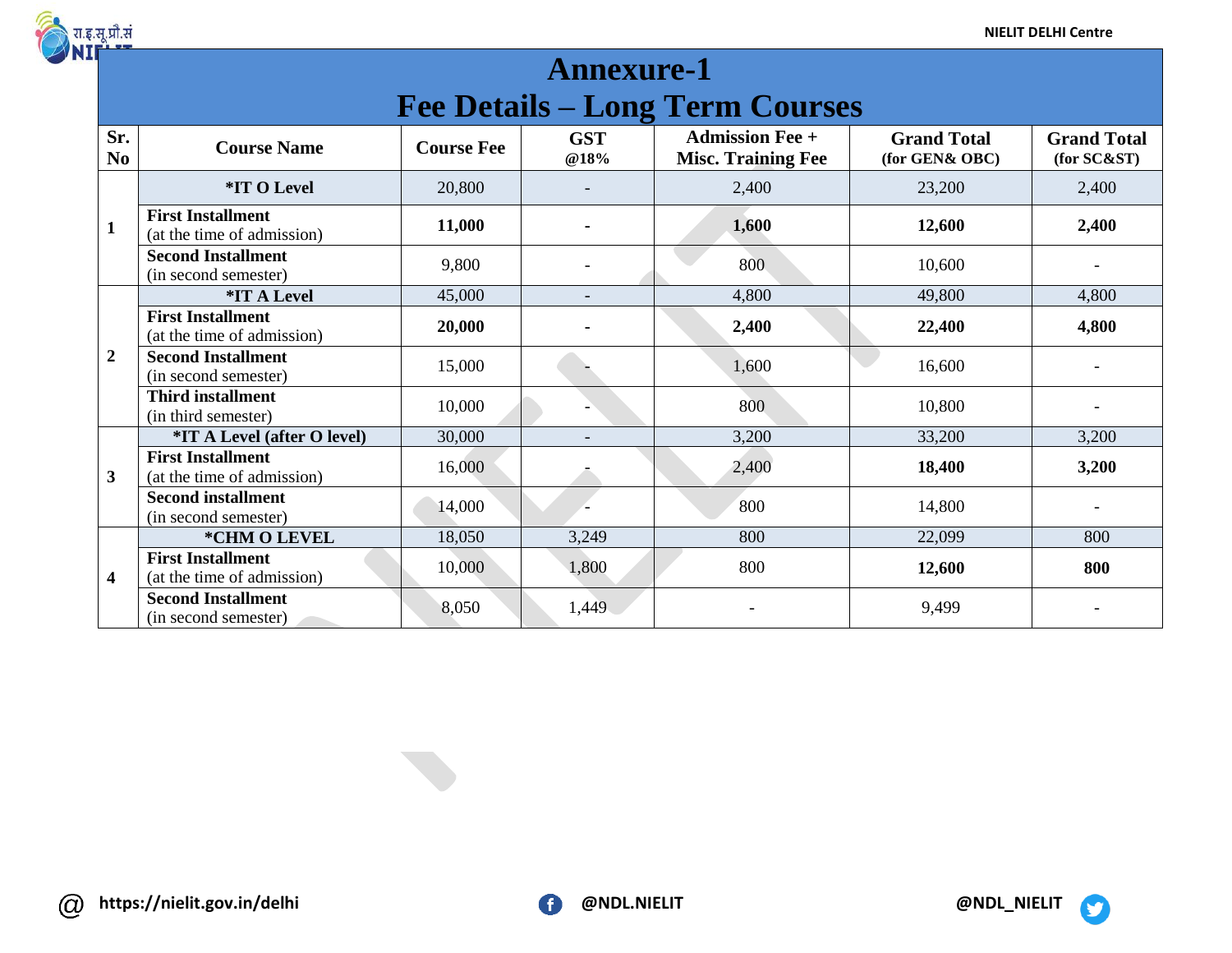# Annexure-1
## Fee Details – Long Term Courses

| Sr. No | Course Name | Course Fee | GST @18% | Admission Fee + Misc. Training Fee | Grand Total (for GEN& OBC) | Grand Total (for SC&ST) |
|---|---|---|---|---|---|---|
| 1 | **\*IT O Level** | 20,800 | - | 2,400 | 23,200 | 2,400 |
| | **First Installment** (at the time of admission) | **11,000** | **-** | **1,600** | **12,600** | **2,400** |
| | **Second Installment** (in second semester) | 9,800 | - | 800 | 10,600 | - |
| 2 | **\*IT A Level** | 45,000 | - | 4,800 | 49,800 | 4,800 |
| | **First Installment** (at the time of admission) | **20,000** | **-** | **2,400** | **22,400** | **4,800** |
| | **Second Installment** (in second semester) | 15,000 | - | 1,600 | 16,600 | - |
| | **Third installment** (in third semester) | 10,000 | - | 800 | 10,800 | - |
| 3 | **\*IT A Level (after O level)** | 30,000 | - | 3,200 | 33,200 | 3,200 |
| | **First Installment** (at the time of admission) | 16,000 | - | 2,400 | **18,400** | **3,200** |
| | **Second installment** (in second semester) | 14,000 | - | 800 | 14,800 | - |
| 4 | **\*CHM O LEVEL** | 18,050 | 3,249 | 800 | 22,099 | 800 |
| | **First Installment** (at the time of admission) | 10,000 | 1,800 | 800 | **12,600** | **800** |
| | **Second Installment** (in second semester) | 8,050 | 1,449 | - | 9,499 | - |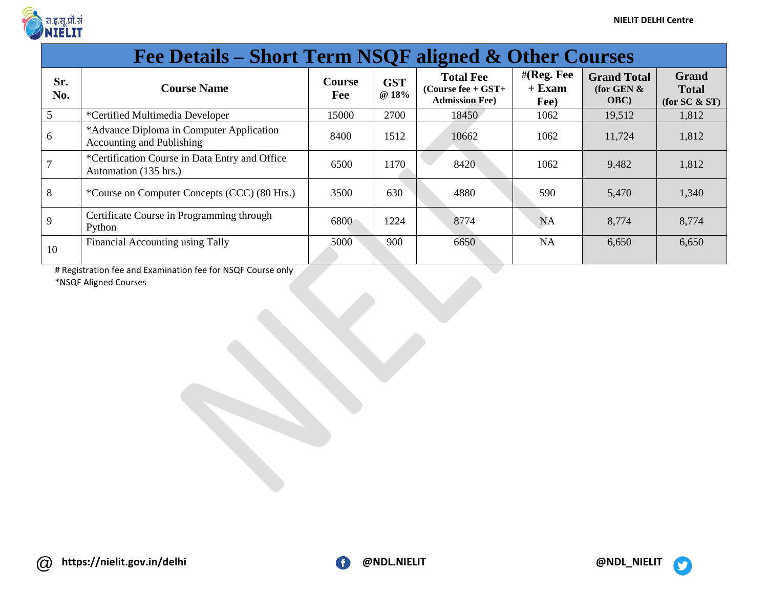# Fee Details – Short Term NSQF aligned & Other Courses

| Sr. No. | Course Name | Course Fee | GST @ 18% | Total Fee (Course fee + GST+ Admission Fee) | #(Reg. Fee + Exam Fee) | Grand Total (for GEN & OBC) | Grand Total (for SC & ST) |
|---|---|---|---|---|---|---|---|
| 5 | *Certified Multimedia Developer | 15000 | 2700 | 18450 | 1062 | 19,512 | 1,812 |
| 6 | *Advance Diploma in Computer Application Accounting and Publishing | 8400 | 1512 | 10662 | 1062 | 11,724 | 1,812 |
| 7 | *Certification Course in Data Entry and Office Automation (135 hrs.) | 6500 | 1170 | 8420 | 1062 | 9,482 | 1,812 |
| 8 | *Course on Computer Concepts (CCC) (80 Hrs.) | 3500 | 630 | 4880 | 590 | 5,470 | 1,340 |
| 9 | Certificate Course in Programming through Python | 6800 | 1224 | 8774 | NA | 8,774 | 8,774 |
| 10 | Financial Accounting using Tally | 5000 | 900 | 6650 | NA | 6,650 | 6,650 |

# Registration fee and Examination fee for NSQF Course only

*NSQF Aligned Courses